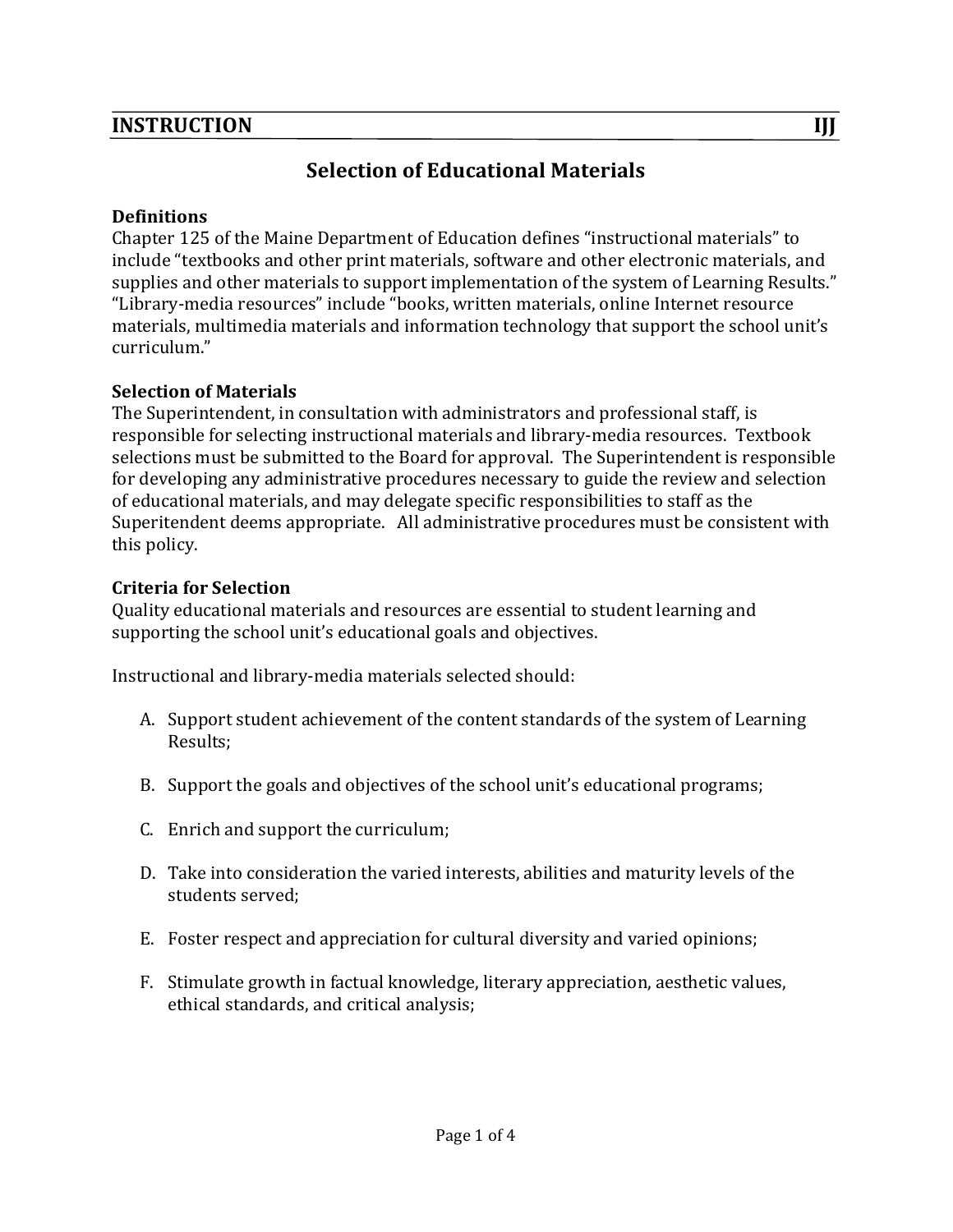**INSTRUCTION** **IJJ**

# Selection of Educational Materials

**Definitions**
Chapter 125 of the Maine Department of Education defines "instructional materials" to include "textbooks and other print materials, software and other electronic materials, and supplies and other materials to support implementation of the system of Learning Results." "Library-media resources" include "books, written materials, online Internet resource materials, multimedia materials and information technology that support the school unit's curriculum."

**Selection of Materials**
The Superintendent, in consultation with administrators and professional staff, is responsible for selecting instructional materials and library-media resources. Textbook selections must be submitted to the Board for approval. The Superintendent is responsible for developing any administrative procedures necessary to guide the review and selection of educational materials, and may delegate specific responsibilities to staff as the Superitendent deems appropriate. All administrative procedures must be consistent with this policy.

**Criteria for Selection**
Quality educational materials and resources are essential to student learning and supporting the school unit's educational goals and objectives.

Instructional and library-media materials selected should:

A. Support student achievement of the content standards of the system of Learning Results;

B. Support the goals and objectives of the school unit's educational programs;

C. Enrich and support the curriculum;

D. Take into consideration the varied interests, abilities and maturity levels of the students served;

E. Foster respect and appreciation for cultural diversity and varied opinions;

F. Stimulate growth in factual knowledge, literary appreciation, aesthetic values, ethical standards, and critical analysis;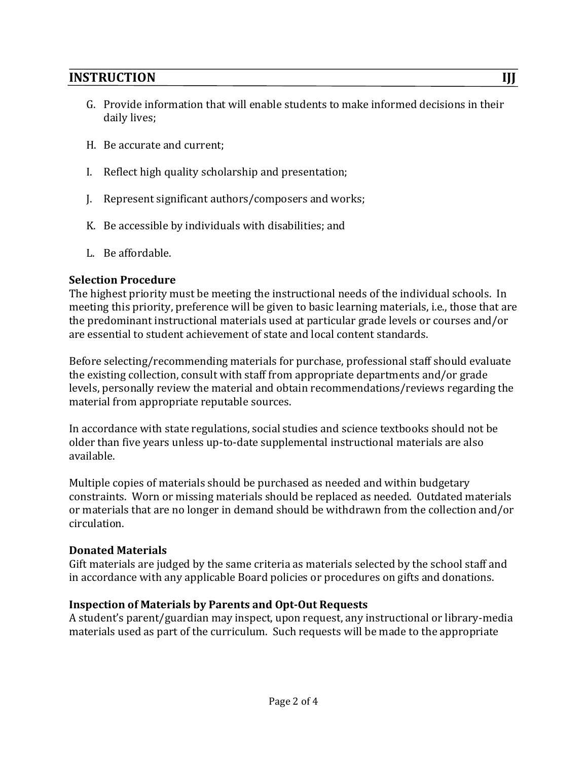G. Provide information that will enable students to make informed decisions in their daily lives;

H. Be accurate and current;

I. Reflect high quality scholarship and presentation;

J. Represent significant authors/composers and works;

K. Be accessible by individuals with disabilities; and

L. Be affordable.

**Selection Procedure**

The highest priority must be meeting the instructional needs of the individual schools. In meeting this priority, preference will be given to basic learning materials, i.e., those that are the predominant instructional materials used at particular grade levels or courses and/or are essential to student achievement of state and local content standards.

Before selecting/recommending materials for purchase, professional staff should evaluate the existing collection, consult with staff from appropriate departments and/or grade levels, personally review the material and obtain recommendations/reviews regarding the material from appropriate reputable sources.

In accordance with state regulations, social studies and science textbooks should not be older than five years unless up-to-date supplemental instructional materials are also available.

Multiple copies of materials should be purchased as needed and within budgetary constraints. Worn or missing materials should be replaced as needed. Outdated materials or materials that are no longer in demand should be withdrawn from the collection and/or circulation.

**Donated Materials**

Gift materials are judged by the same criteria as materials selected by the school staff and in accordance with any applicable Board policies or procedures on gifts and donations.

**Inspection of Materials by Parents and Opt-Out Requests**

A student's parent/guardian may inspect, upon request, any instructional or library-media materials used as part of the curriculum. Such requests will be made to the appropriate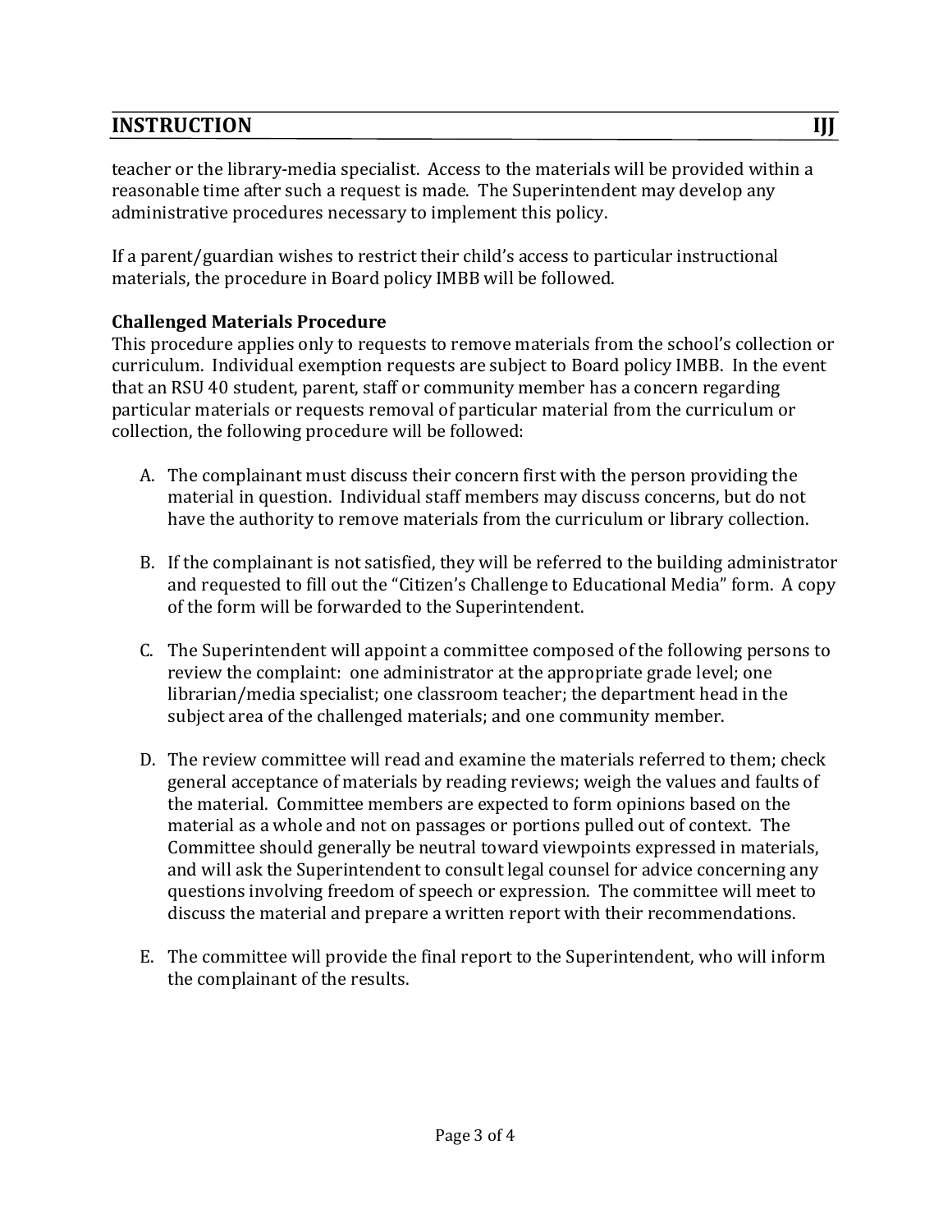teacher or the library-media specialist. Access to the materials will be provided within a reasonable time after such a request is made. The Superintendent may develop any administrative procedures necessary to implement this policy.

If a parent/guardian wishes to restrict their child's access to particular instructional materials, the procedure in Board policy IMBB will be followed.

**Challenged Materials Procedure**

This procedure applies only to requests to remove materials from the school's collection or curriculum. Individual exemption requests are subject to Board policy IMBB. In the event that an RSU 40 student, parent, staff or community member has a concern regarding particular materials or requests removal of particular material from the curriculum or collection, the following procedure will be followed:

A. The complainant must discuss their concern first with the person providing the material in question. Individual staff members may discuss concerns, but do not have the authority to remove materials from the curriculum or library collection.

B. If the complainant is not satisfied, they will be referred to the building administrator and requested to fill out the "Citizen's Challenge to Educational Media" form. A copy of the form will be forwarded to the Superintendent.

C. The Superintendent will appoint a committee composed of the following persons to review the complaint: one administrator at the appropriate grade level; one librarian/media specialist; one classroom teacher; the department head in the subject area of the challenged materials; and one community member.

D. The review committee will read and examine the materials referred to them; check general acceptance of materials by reading reviews; weigh the values and faults of the material. Committee members are expected to form opinions based on the material as a whole and not on passages or portions pulled out of context. The Committee should generally be neutral toward viewpoints expressed in materials, and will ask the Superintendent to consult legal counsel for advice concerning any questions involving freedom of speech or expression. The committee will meet to discuss the material and prepare a written report with their recommendations.

E. The committee will provide the final report to the Superintendent, who will inform the complainant of the results.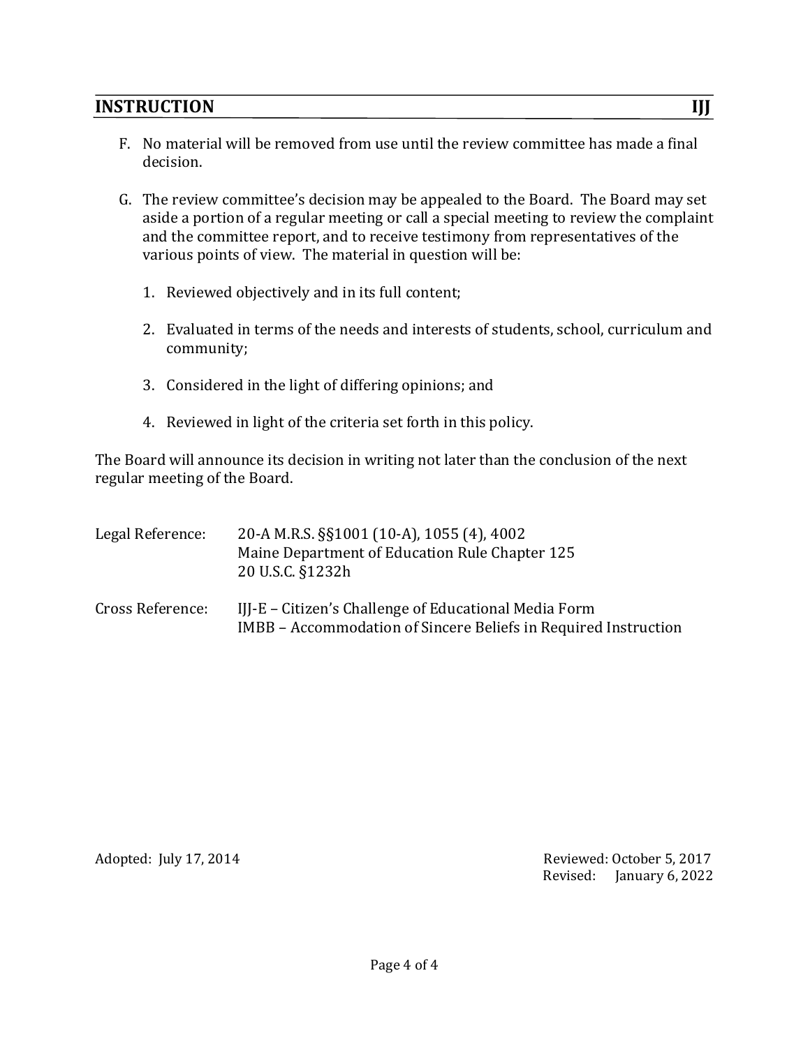F. No material will be removed from use until the review committee has made a final decision.

G. The review committee's decision may be appealed to the Board. The Board may set aside a portion of a regular meeting or call a special meeting to review the complaint and the committee report, and to receive testimony from representatives of the various points of view. The material in question will be:

1. Reviewed objectively and in its full content;

2. Evaluated in terms of the needs and interests of students, school, curriculum and community;

3. Considered in the light of differing opinions; and

4. Reviewed in light of the criteria set forth in this policy.

The Board will announce its decision in writing not later than the conclusion of the next regular meeting of the Board.

| | |
|---|---|
| Legal Reference: | 20-A M.R.S. §§1001 (10-A), 1055 (4), 4002<br>Maine Department of Education Rule Chapter 125<br>20 U.S.C. §1232h |
| Cross Reference: | IJJ-E – Citizen's Challenge of Educational Media Form<br>IMBB – Accommodation of Sincere Beliefs in Required Instruction |

Adopted: July 17, 2014

Reviewed: October 5, 2017
Revised: January 6, 2022